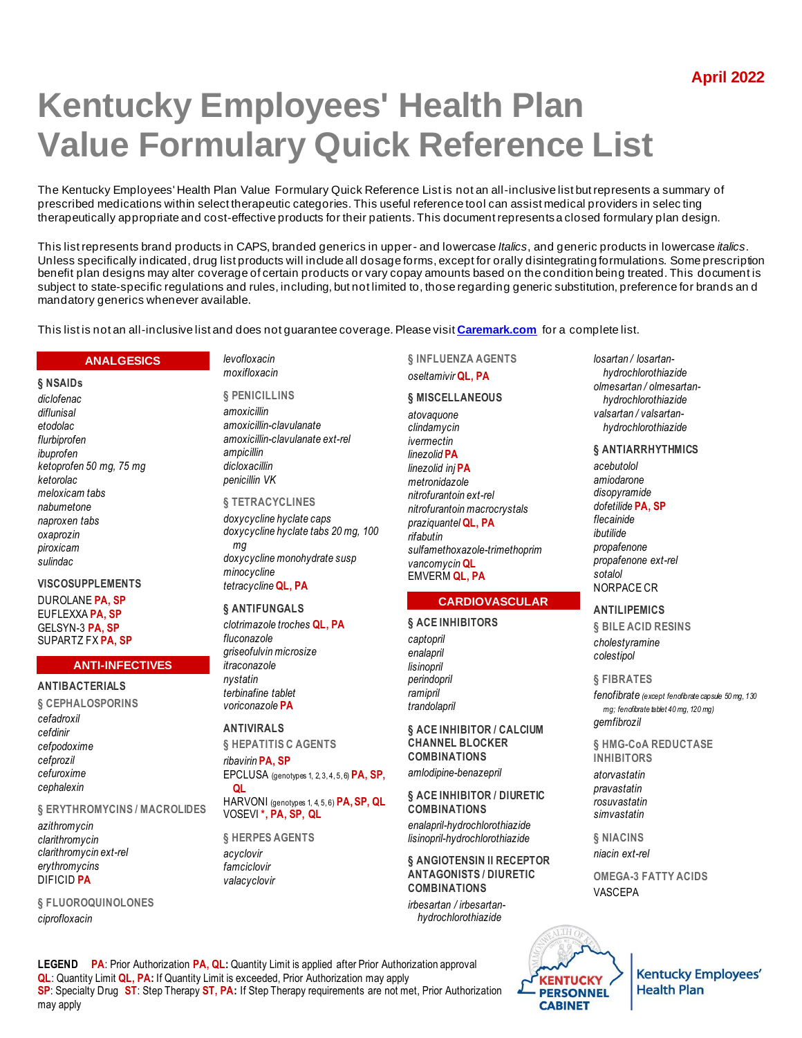April 2022

# Kentucky Employees' Health Plan Value Formulary Quick Reference List

The Kentucky Employees' Health Plan Value Formulary Quick Reference List is not an all-inclusive list but represents a summary of prescribed medications within select therapeutic categories. This useful reference tool can assist medical providers in selecting therapeutically appropriate and cost-effective products for their patients. This document represents a closed formulary plan design.

This list represents brand products in CAPS, branded generics in upper- and lowercase *Italics*, and generic products in lowercase *italics*. Unless specifically indicated, drug list products will include all dosage forms, except for orally disintegrating formulations. Some prescription benefit plan designs may alter coverage of certain products or vary copay amounts based on the condition being treated. This document is subject to state-specific regulations and rules, including, but not limited to, those regarding generic substitution, preference for brands and mandatory generics whenever available.

This list is not an all-inclusive list and does not guarantee coverage. Please visit **Caremark.com** for a complete list.

## ANALGESICS

**§ NSAIDs**

*diclofenac*
*diflunisal*
*etodolac*
*flurbiprofen*
*ibuprofen*
*ketoprofen 50 mg, 75 mg*
*ketorolac*
*meloxicam tabs*
*nabumetone*
*naproxen tabs*
*oxaprozin*
*piroxicam*
*sulindac*

**VISCOSUPPLEMENTS**

DUROLANE **PA, SP**
EUFLEXXA **PA, SP**
GELSYN-3 **PA, SP**
SUPARTZ FX **PA, SP**

## ANTI-INFECTIVES

**ANTIBACTERIALS**

**§ CEPHALOSPORINS**

*cefadroxil*
*cefdinir*
*cefpodoxime*
*cefprozil*
*cefuroxime*
*cephalexin*

**§ ERYTHROMYCINS / MACROLIDES**

*azithromycin*
*clarithromycin*
*clarithromycin ext-rel*
*erythromycins*
DIFICID **PA**

**§ FLUOROQUINOLONES**

*ciprofloxacin*
*levofloxacin*
*moxifloxacin*

**§ PENICILLINS**

*amoxicillin*
*amoxicillin-clavulanate*
*amoxicillin-clavulanate ext-rel*
*ampicillin*
*dicloxacillin*
*penicillin VK*

**§ TETRACYCLINES**

*doxycycline hyclate caps*
*doxycycline hyclate tabs 20 mg, 100 mg*
*doxycycline monohydrate susp*
*minocycline*
*tetracycline* **QL, PA**

**§ ANTIFUNGALS**

*clotrimazole troches* **QL, PA**
*fluconazole*
*griseofulvin microsize*
*itraconazole*
*nystatin*
*terbinafine tablet*
*voriconazole* **PA**

**ANTIVIRALS**

**§ HEPATITIS C AGENTS**

*ribavirin* **PA, SP**
EPCLUSA (genotypes 1, 2, 3, 4, 5, 6) **PA, SP, QL**
HARVONI (genotypes 1, 4, 5, 6) **PA, SP, QL**
VOSEVI **\*, PA, SP, QL**

**§ HERPES AGENTS**

*acyclovir*
*famciclovir*
*valacyclovir*

**§ INFLUENZA AGENTS**

*oseltamivir* **QL, PA**

**§ MISCELLANEOUS**

*atovaquone*
*clindamycin*
*ivermectin*
*linezolid* **PA**
*linezolid inj* **PA**
*metronidazole*
*nitrofurantoin ext-rel*
*nitrofurantoin macrocrystals*
*praziquantel* **QL, PA**
*rifabutin*
*sulfamethoxazole-trimethoprim*
*vancomycin* **QL**
EMVERM **QL, PA**

## CARDIOVASCULAR

**§ ACE INHIBITORS**

*captopril*
*enalapril*
*lisinopril*
*perindopril*
*ramipril*
*trandolapril*

**§ ACE INHIBITOR / CALCIUM CHANNEL BLOCKER COMBINATIONS**

*amlodipine-benazepril*

**§ ACE INHIBITOR / DIURETIC COMBINATIONS**

*enalapril-hydrochlorothiazide*
*lisinopril-hydrochlorothiazide*

**§ ANGIOTENSIN II RECEPTOR ANTAGONISTS / DIURETIC COMBINATIONS**

*irbesartan / irbesartan-hydrochlorothiazide*
*losartan / losartan-hydrochlorothiazide*
*olmesartan / olmesartan-hydrochlorothiazide*
*valsartan / valsartan-hydrochlorothiazide*

**§ ANTIARRHYTHMICS**

*acebutolol*
*amiodarone*
*disopyramide*
*dofetilide* **PA, SP**
*flecainide*
*ibutilide*
*propafenone*
*propafenone ext-rel*
*sotalol*
NORPACE CR

**ANTILIPEMICS**

**§ BILE ACID RESINS**

*cholestyramine*
*colestipol*

**§ FIBRATES**

*fenofibrate* (except fenofibrate capsule 50 mg, 130 mg; fenofibrate tablet 40 mg, 120 mg)
*gemfibrozil*

**§ HMG-CoA REDUCTASE INHIBITORS**

*atorvastatin*
*pravastatin*
*rosuvastatin*
*simvastatin*

**§ NIACINS**

*niacin ext-rel*

**OMEGA-3 FATTY ACIDS**

VASCEPA

**LEGEND** **PA**: Prior Authorization **PA, QL:** Quantity Limit is applied after Prior Authorization approval
**QL**: Quantity Limit **QL, PA:** If Quantity Limit is exceeded, Prior Authorization may apply
**SP**: Specialty Drug **ST**: Step Therapy **ST, PA:** If Step Therapy requirements are not met, Prior Authorization may apply

Kentucky Personnel Cabinet | Kentucky Employees' Health Plan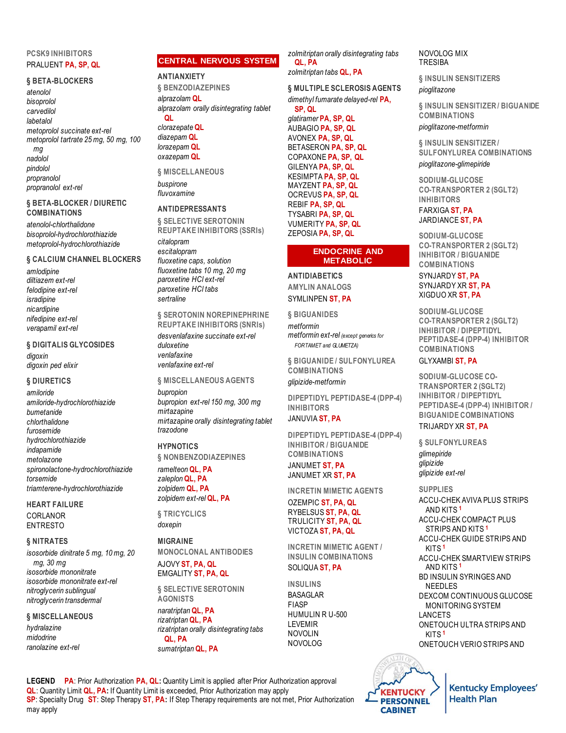PCSK9 INHIBITORS

PRALUENT **PA, SP, QL**

§ BETA-BLOCKERS

*atenolol*
*bisoprolol*
*carvedilol*
*labetalol*
*metoprolol succinate ext-rel*
*metoprolol tartrate 25 mg, 50 mg, 100 mg*
*nadolol*
*pindolol*
*propranolol*
*propranolol ext-rel*

§ BETA-BLOCKER / DIURETIC COMBINATIONS

*atenolol-chlorthalidone*
*bisoprolol-hydrochlorothiazide*
*metoprolol-hydrochlorothiazide*

§ CALCIUM CHANNEL BLOCKERS

*amlodipine*
*diltiazem ext-rel*
*felodipine ext-rel*
*isradipine*
*nicardipine*
*nifedipine ext-rel*
*verapamil ext-rel*

§ DIGITALIS GLYCOSIDES

*digoxin*
*digoxin ped elixir*

§ DIURETICS

*amiloride*
*amiloride-hydrochlorothiazide*
*bumetanide*
*chlorthalidone*
*furosemide*
*hydrochlorothiazide*
*indapamide*
*metolazone*
*spironolactone-hydrochlorothiazide*
*torsemide*
*triamterene-hydrochlorothiazide*

HEART FAILURE

CORLANOR
ENTRESTO

§ NITRATES

*isosorbide dinitrate 5 mg, 10 mg, 20 mg, 30 mg*
*isosorbide mononitrate*
*isosorbide mononitrate ext-rel*
*nitroglycerin sublingual*
*nitroglycerin transdermal*

§ MISCELLANEOUS

*hydralazine*
*midodrine*
*ranolazine ext-rel*

## CENTRAL NERVOUS SYSTEM

ANTIANXIETY

§ BENZODIAZEPINES

*alprazolam* **QL**
*alprazolam orally disintegrating tablet* **QL**
*clorazepate* **QL**
*diazepam* **QL**
*lorazepam* **QL**
*oxazepam* **QL**

§ MISCELLANEOUS

*buspirone*
*fluvoxamine*

ANTIDEPRESSANTS

§ SELECTIVE SEROTONIN REUPTAKE INHIBITORS (SSRIs)

*citalopram*
*escitalopram*
*fluoxetine caps, solution*
*fluoxetine tabs 10 mg, 20 mg*
*paroxetine HCl ext-rel*
*paroxetine HCl tabs*
*sertraline*

§ SEROTONIN NOREPINEPHRINE REUPTAKE INHIBITORS (SNRIs)

*desvenlafaxine succinate ext-rel*
*duloxetine*
*venlafaxine*
*venlafaxine ext-rel*

§ MISCELLANEOUS AGENTS

*bupropion*
*bupropion ext-rel 150 mg, 300 mg*
*mirtazapine*
*mirtazapine orally disintegrating tablet*
*trazodone*

HYPNOTICS

§ NONBENZODIAZEPINES

*ramelteon* **QL, PA**
*zaleplon* **QL, PA**
*zolpidem* **QL, PA**
*zolpidem ext-rel* **QL, PA**

§ TRICYCLICS

*doxepin*

MIGRAINE

MONOCLONAL ANTIBODIES

AJOVY **ST, PA, QL**
EMGALITY **ST, PA, QL**

§ SELECTIVE SEROTONIN AGONISTS

*naratriptan* **QL, PA**
*rizatriptan* **QL, PA**
*rizatriptan orally disintegrating tabs* **QL, PA**
*sumatriptan* **QL, PA**
*zolmitriptan orally disintegrating tabs* **QL, PA**
*zolmitriptan tabs* **QL, PA**

§ MULTIPLE SCLEROSIS AGENTS

*dimethyl fumarate delayed-rel* **PA, SP, QL**
*glatiramer* **PA, SP, QL**
AUBAGIO **PA, SP, QL**
AVONEX **PA, SP, QL**
BETASERON **PA, SP, QL**
COPAXONE **PA, SP, QL**
GILENYA **PA, SP, QL**
KESIMPTA **PA, SP, QL**
MAYZENT **PA, SP, QL**
OCREVUS **PA, SP, QL**
REBIF **PA, SP, QL**
TYSABRI **PA, SP, QL**
VUMERITY **PA, SP, QL**
ZEPOSIA **PA, SP, QL**

## ENDOCRINE AND METABOLIC

ANTIDIABETICS

AMYLIN ANALOGS

SYMLINPEN **ST, PA**

§ BIGUANIDES

*metformin*
*metformin ext-rel* (except generics for FORTAMET and GLUMETZA)

§ BIGUANIDE / SULFONYLUREA COMBINATIONS

*glipizide-metformin*

DIPEPTIDYL PEPTIDASE-4 (DPP-4) INHIBITORS

JANUVIA **ST, PA**

DIPEPTIDYL PEPTIDASE-4 (DPP-4) INHIBITOR / BIGUANIDE COMBINATIONS

JANUMET **ST, PA**
JANUMET XR **ST, PA**

INCRETIN MIMETIC AGENTS

OZEMPIC **ST, PA, QL**
RYBELSUS **ST, PA, QL**
TRULICITY **ST, PA, QL**
VICTOZA **ST, PA, QL**

INCRETIN MIMETIC AGENT / INSULIN COMBINATIONS

SOLIQUA **ST, PA**

INSULINS

BASAGLAR
FIASP
HUMULIN R U-500
LEVEMIR
NOVOLIN
NOVOLOG
NOVOLOG MIX
TRESIBA

§ INSULIN SENSITIZERS

*pioglitazone*

§ INSULIN SENSITIZER / BIGUANIDE COMBINATIONS

*pioglitazone-metformin*

§ INSULIN SENSITIZER / SULFONYLUREA COMBINATIONS

*pioglitazone-glimepiride*

SODIUM-GLUCOSE CO-TRANSPORTER 2 (SGLT2) INHIBITORS

FARXIGA **ST, PA**
JARDIANCE **ST, PA**

SODIUM-GLUCOSE CO-TRANSPORTER 2 (SGLT2) INHIBITOR / BIGUANIDE COMBINATIONS

SYNJARDY **ST, PA**
SYNJARDY XR **ST, PA**
XIGDUO XR **ST, PA**

SODIUM-GLUCOSE CO-TRANSPORTER 2 (SGLT2) INHIBITOR / DIPEPTIDYL PEPTIDASE-4 (DPP-4) INHIBITOR COMBINATIONS

GLYXAMBI **ST, PA**

SODIUM-GLUCOSE CO-TRANSPORTER 2 (SGLT2) INHIBITOR / DIPEPTIDYL PEPTIDASE-4 (DPP-4) INHIBITOR / BIGUANIDE COMBINATIONS

TRIJARDY XR **ST, PA**

§ SULFONYLUREAS

*glimepiride*
*glipizide*
*glipizide ext-rel*

SUPPLIES

ACCU-CHEK AVIVA PLUS STRIPS AND KITS [1]
ACCU-CHEK COMPACT PLUS STRIPS AND KITS [1]
ACCU-CHEK GUIDE STRIPS AND KITS [1]
ACCU-CHEK SMARTVIEW STRIPS AND KITS [1]
BD INSULIN SYRINGES AND NEEDLES
DEXCOM CONTINUOUS GLUCOSE MONITORING SYSTEM
LANCETS
ONETOUCH ULTRA STRIPS AND KITS [1]
ONETOUCH VERIO STRIPS AND

**LEGEND** **PA**: Prior Authorization **PA, QL:** Quantity Limit is applied after Prior Authorization approval
**QL**: Quantity Limit **QL, PA:** If Quantity Limit is exceeded, Prior Authorization may apply
**SP**: Specialty Drug **ST**: Step Therapy **ST, PA:** If Step Therapy requirements are not met, Prior Authorization may apply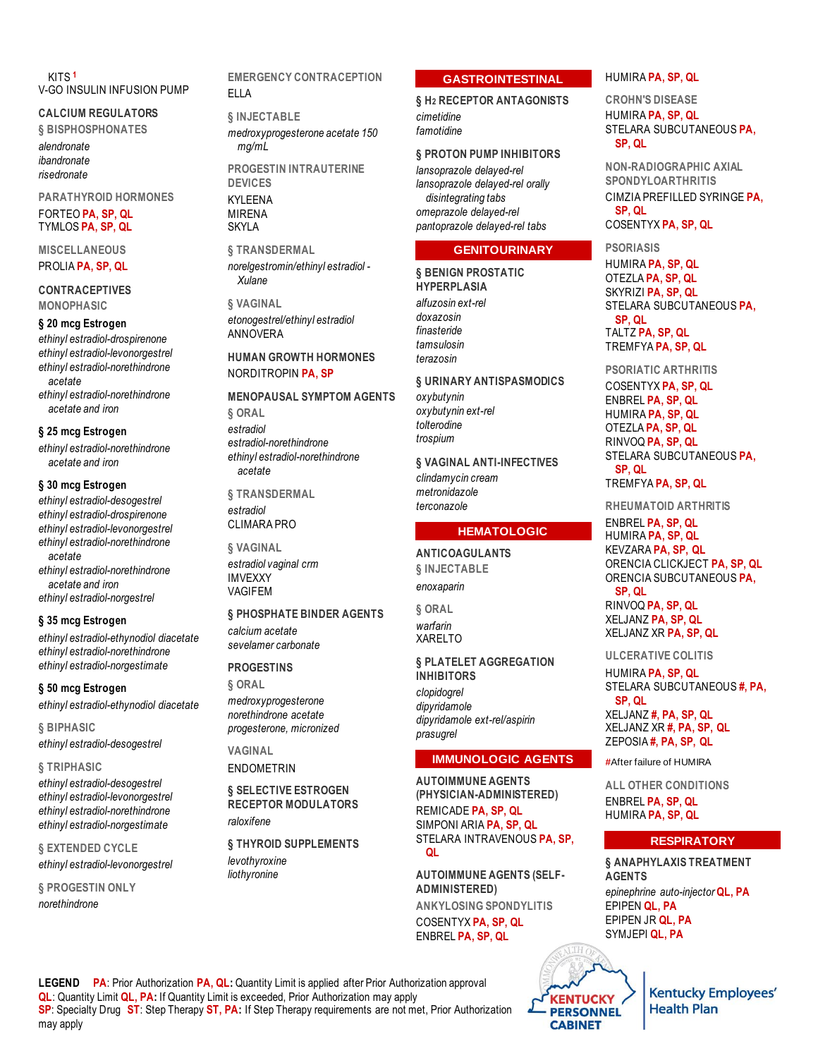KITS[1]

V-GO INSULIN INFUSION PUMP

### CALCIUM REGULATORS

§ BISPHOSPHONATES

*alendronate*
*ibandronate*
*risedronate*

PARATHYROID HORMONES

FORTEO **PA, SP, QL**
TYMLOS **PA, SP, QL**

MISCELLANEOUS

PROLIA **PA, SP, QL**

### CONTRACEPTIVES

MONOPHASIC

**§ 20 mcg Estrogen**

*ethinyl estradiol-drospirenone*
*ethinyl estradiol-levonorgestrel*
*ethinyl estradiol-norethindrone acetate*
*ethinyl estradiol-norethindrone acetate and iron*

**§ 25 mcg Estrogen**

*ethinyl estradiol-norethindrone acetate and iron*

**§ 30 mcg Estrogen**

*ethinyl estradiol-desogestrel*
*ethinyl estradiol-drospirenone*
*ethinyl estradiol-levonorgestrel*
*ethinyl estradiol-norethindrone acetate*
*ethinyl estradiol-norethindrone acetate and iron*
*ethinyl estradiol-norgestrel*

**§ 35 mcg Estrogen**

*ethinyl estradiol-ethynodiol diacetate*
*ethinyl estradiol-norethindrone*
*ethinyl estradiol-norgestimate*

**§ 50 mcg Estrogen**

*ethinyl estradiol-ethynodiol diacetate*

§ BIPHASIC

*ethinyl estradiol-desogestrel*

§ TRIPHASIC

*ethinyl estradiol-desogestrel*
*ethinyl estradiol-levonorgestrel*
*ethinyl estradiol-norethindrone*
*ethinyl estradiol-norgestimate*

§ EXTENDED CYCLE

*ethinyl estradiol-levonorgestrel*

§ PROGESTIN ONLY

*norethindrone*

EMERGENCY CONTRACEPTION

ELLA

§ INJECTABLE

*medroxyprogesterone acetate 150 mg/mL*

PROGESTIN INTRAUTERINE DEVICES

KYLEENA
MIRENA
SKYLA

§ TRANSDERMAL

*norelgestromin/ethinyl estradiol - Xulane*

§ VAGINAL

*etonogestrel/ethinyl estradiol*
ANNOVERA

### HUMAN GROWTH HORMONES

NORDITROPIN **PA, SP**

### MENOPAUSAL SYMPTOM AGENTS

§ ORAL

*estradiol*
*estradiol-norethindrone*
*ethinyl estradiol-norethindrone acetate*

§ TRANSDERMAL

*estradiol*
CLIMARA PRO

§ VAGINAL

*estradiol vaginal crm*
IMVEXXY
VAGIFEM

### § PHOSPHATE BINDER AGENTS

*calcium acetate*
*sevelamer carbonate*

### PROGESTINS

§ ORAL

*medroxyprogesterone*
*norethindrone acetate*
*progesterone, micronized*

VAGINAL

ENDOMETRIN

### § SELECTIVE ESTROGEN RECEPTOR MODULATORS

*raloxifene*

### § THYROID SUPPLEMENTS

*levothyroxine*
*liothyronine*

## GASTROINTESTINAL

### § $H_2$ RECEPTOR ANTAGONISTS

*cimetidine*
*famotidine*

### § PROTON PUMP INHIBITORS

*lansoprazole delayed-rel*
*lansoprazole delayed-rel orally disintegrating tabs*
*omeprazole delayed-rel*
*pantoprazole delayed-rel tabs*

## GENITOURINARY

### § BENIGN PROSTATIC HYPERPLASIA

*alfuzosin ext-rel*
*doxazosin*
*finasteride*
*tamsulosin*
*terazosin*

### § URINARY ANTISPASMODICS

*oxybutynin*
*oxybutynin ext-rel*
*tolterodine*
*trospium*

### § VAGINAL ANTI-INFECTIVES

*clindamycin cream*
*metronidazole*
*terconazole*

## HEMATOLOGIC

### ANTICOAGULANTS

§ INJECTABLE

*enoxaparin*

§ ORAL

*warfarin*
XARELTO

### § PLATELET AGGREGATION INHIBITORS

*clopidogrel*
*dipyridamole*
*dipyridamole ext-rel/aspirin*
*prasugrel*

## IMMUNOLOGIC AGENTS

### AUTOIMMUNE AGENTS (PHYSICIAN-ADMINISTERED)

REMICADE **PA, SP, QL**
SIMPONI ARIA **PA, SP, QL**
STELARA INTRAVENOUS **PA, SP, QL**

### AUTOIMMUNE AGENTS (SELF-ADMINISTERED)

ANKYLOSING SPONDYLITIS

COSENTYX **PA, SP, QL**
ENBREL **PA, SP, QL**
HUMIRA **PA, SP, QL**

CROHN'S DISEASE

HUMIRA **PA, SP, QL**
STELARA SUBCUTANEOUS **PA, SP, QL**

NON-RADIOGRAPHIC AXIAL SPONDYLOARTHRITIS

CIMZIA PREFILLED SYRINGE **PA, SP, QL**
COSENTYX **PA, SP, QL**

PSORIASIS

HUMIRA **PA, SP, QL**
OTEZLA **PA, SP, QL**
SKYRIZI **PA, SP, QL**
STELARA SUBCUTANEOUS **PA, SP, QL**
TALTZ **PA, SP, QL**
TREMFYA **PA, SP, QL**

PSORIATIC ARTHRITIS

COSENTYX **PA, SP, QL**
ENBREL **PA, SP, QL**
HUMIRA **PA, SP, QL**
OTEZLA **PA, SP, QL**
RINVOQ **PA, SP, QL**
STELARA SUBCUTANEOUS **PA, SP, QL**
TREMFYA **PA, SP, QL**

RHEUMATOID ARTHRITIS

ENBREL **PA, SP, QL**
HUMIRA **PA, SP, QL**
KEVZARA **PA, SP, QL**
ORENCIA CLICKJECT **PA, SP, QL**
ORENCIA SUBCUTANEOUS **PA, SP, QL**
RINVOQ **PA, SP, QL**
XELJANZ **PA, SP, QL**
XELJANZ XR **PA, SP, QL**

ULCERATIVE COLITIS

HUMIRA **PA, SP, QL**
STELARA SUBCUTANEOUS **#, PA, SP, QL**
XELJANZ **#, PA, SP, QL**
XELJANZ XR **#, PA, SP, QL**
ZEPOSIA **#, PA, SP, QL**

#After failure of HUMIRA

ALL OTHER CONDITIONS

ENBREL **PA, SP, QL**
HUMIRA **PA, SP, QL**

## RESPIRATORY

### § ANAPHYLAXIS TREATMENT AGENTS

*epinephrine auto-injector* **QL, PA**
EPIPEN **QL, PA**
EPIPEN JR **QL, PA**
SYMJEPI **QL, PA**

**LEGEND** **PA**: Prior Authorization **PA, QL:** Quantity Limit is applied after Prior Authorization approval
**QL**: Quantity Limit **QL, PA:** If Quantity Limit is exceeded, Prior Authorization may apply
**SP**: Specialty Drug **ST**: Step Therapy **ST, PA:** If Step Therapy requirements are not met, Prior Authorization may apply

KENTUCKY PERSONNEL CABINET | Kentucky Employees' Health Plan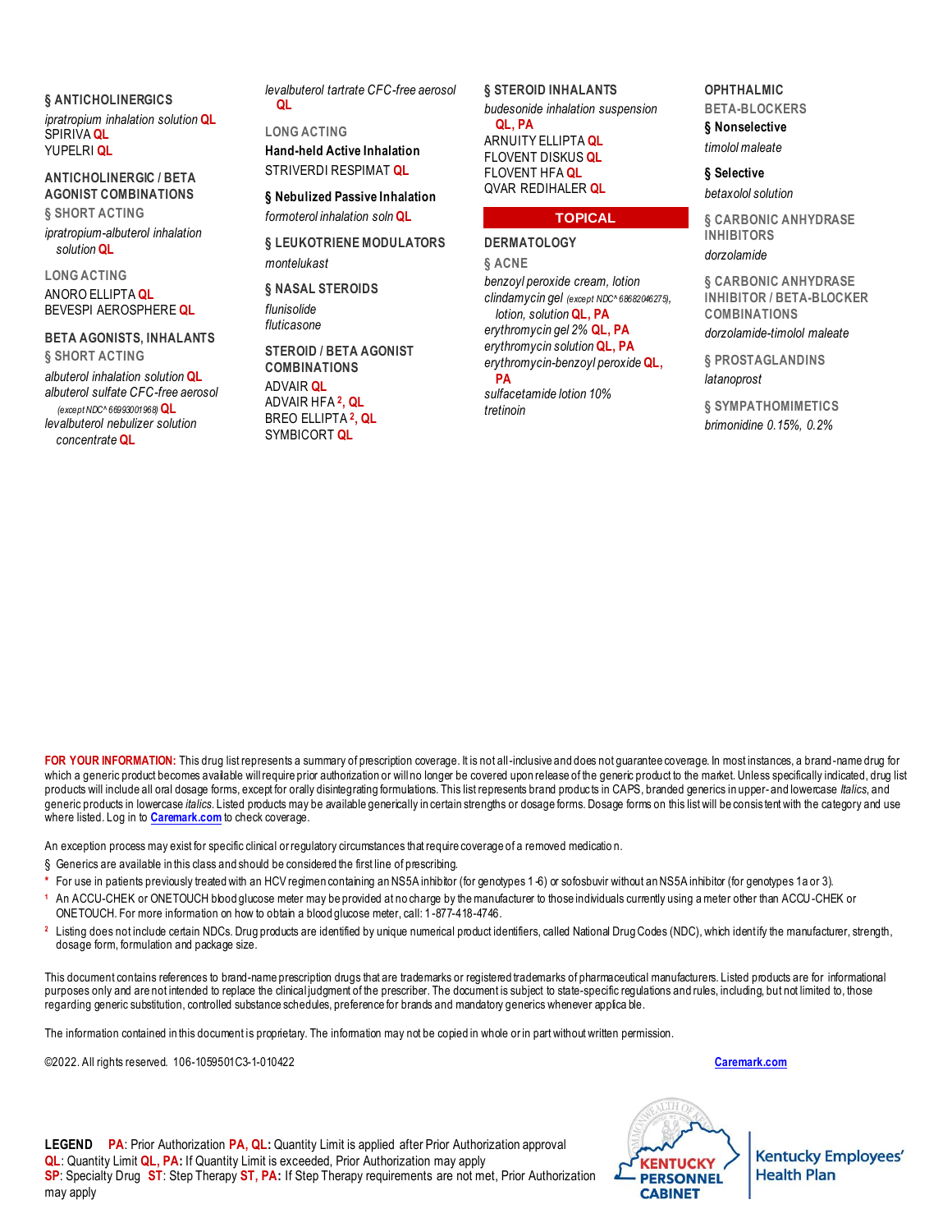### § ANTICHOLINERGICS

*ipratropium inhalation solution* **QL**
SPIRIVA **QL**
YUPELRI **QL**

### ANTICHOLINERGIC / BETA AGONIST COMBINATIONS

#### § SHORT ACTING

*ipratropium-albuterol inhalation solution* **QL**

#### LONG ACTING

ANORO ELLIPTA **QL**
BEVESPI AEROSPHERE **QL**

### BETA AGONISTS, INHALANTS

#### § SHORT ACTING

*albuterol inhalation solution* **QL**
*albuterol sulfate CFC-free aerosol (except NDC^ 66993001968)* **QL**
*levalbuterol nebulizer solution concentrate* **QL**
*levalbuterol tartrate CFC-free aerosol* **QL**

#### LONG ACTING

**Hand-held Active Inhalation**

STRIVERDI RESPIMAT **QL**

**§ Nebulized Passive Inhalation**

*formoterol inhalation soln* **QL**

### § LEUKOTRIENE MODULATORS

*montelukast*

### § NASAL STEROIDS

*flunisolide*
*fluticasone*

### STEROID / BETA AGONIST COMBINATIONS

ADVAIR **QL**
ADVAIR HFA [2] **, QL**
BREO ELLIPTA [2] **, QL**
SYMBICORT **QL**

### § STEROID INHALANTS

*budesonide inhalation suspension* **QL, PA**
ARNUITY ELLIPTA **QL**
FLOVENT DISKUS **QL**
FLOVENT HFA **QL**
QVAR REDIHALER **QL**

## TOPICAL

### DERMATOLOGY

#### § ACNE

*benzoyl peroxide cream, lotion*
*clindamycin gel (except NDC^ 68682046275), lotion, solution* **QL, PA**
*erythromycin gel 2%* **QL, PA**
*erythromycin solution* **QL, PA**
*erythromycin-benzoyl peroxide* **QL, PA**
*sulfacetamide lotion 10%*
*tretinoin*

### OPHTHALMIC

#### BETA-BLOCKERS

**§ Nonselective**

*timolol maleate*

**§ Selective**

*betaxolol solution*

#### § CARBONIC ANHYDRASE INHIBITORS

*dorzolamide*

#### § CARBONIC ANHYDRASE INHIBITOR / BETA-BLOCKER COMBINATIONS

*dorzolamide-timolol maleate*

#### § PROSTAGLANDINS

*latanoprost*

#### § SYMPATHOMIMETICS

*brimonidine 0.15%, 0.2%*

---

**FOR YOUR INFORMATION:** This drug list represents a summary of prescription coverage. It is not all-inclusive and does not guarantee coverage. In most instances, a brand-name drug for which a generic product becomes available will require prior authorization or will no longer be covered upon release of the generic product to the market. Unless specifically indicated, drug list products will include all oral dosage forms, except for orally disintegrating formulations. This list represents brand products in CAPS, branded generics in upper- and lowercase *Italics*, and generic products in lowercase *italics*. Listed products may be available generically in certain strengths or dosage forms. Dosage forms on this list will be consistent with the category and use where listed. Log in to **Caremark.com** to check coverage.

An exception process may exist for specific clinical or regulatory circumstances that require coverage of a removed medication.

§ Generics are available in this class and should be considered the first line of prescribing.

* For use in patients previously treated with an HCV regimen containing an NS5A inhibitor (for genotypes 1-6) or sofosbuvir without an NS5A inhibitor (for genotypes 1a or 3).

[1] An ACCU-CHEK or ONETOUCH blood glucose meter may be provided at no charge by the manufacturer to those individuals currently using a meter other than ACCU-CHEK or ONETOUCH. For more information on how to obtain a blood glucose meter, call: 1-877-418-4746.

[2] Listing does not include certain NDCs. Drug products are identified by unique numerical product identifiers, called National Drug Codes (NDC), which identify the manufacturer, strength, dosage form, formulation and package size.

This document contains references to brand-name prescription drugs that are trademarks or registered trademarks of pharmaceutical manufacturers. Listed products are for informational purposes only and are not intended to replace the clinical judgment of the prescriber. The document is subject to state-specific regulations and rules, including, but not limited to, those regarding generic substitution, controlled substance schedules, preference for brands and mandatory generics whenever applicable.

The information contained in this document is proprietary. The information may not be copied in whole or in part without written permission.

©2022. All rights reserved. 106-1059501C3-1-010422

**Caremark.com**

**LEGEND** **PA**: Prior Authorization **PA, QL:** Quantity Limit is applied after Prior Authorization approval
**QL**: Quantity Limit **QL, PA:** If Quantity Limit is exceeded, Prior Authorization may apply
**SP**: Specialty Drug **ST**: Step Therapy **ST, PA:** If Step Therapy requirements are not met, Prior Authorization may apply

KENTUCKY PERSONNEL CABINET | Kentucky Employees' Health Plan